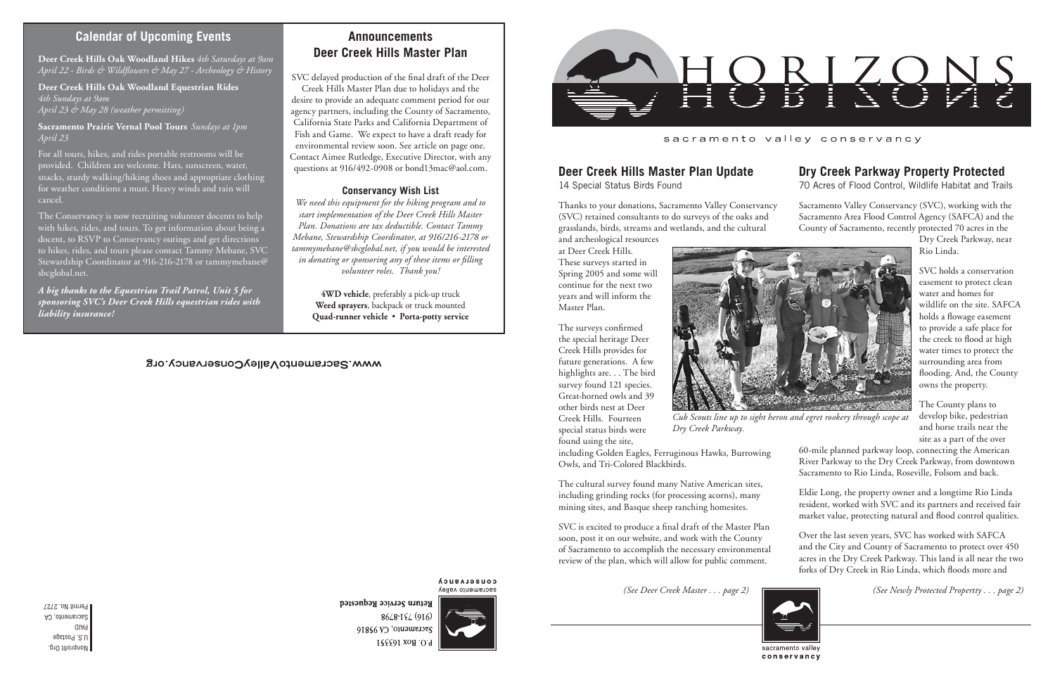## Calendar of Upcoming Events

**Deer Creek Hills Oak Woodland Hikes** *4th Saturdays at 9am*
*April 22 - Birds & Wildflowers & May 27 - Archeology & History*

**Deer Creek Hills Oak Woodland Equestrian Rides**
*4th Sundays at 9am*
*April 23 & May 28 (weather permitting)*

**Sacramento Prairie Vernal Pool Tours** *Sundays at 1pm*
*April 23*

For all tours, hikes, and rides portable restrooms will be provided. Children are welcome. Hats, sunscreen, water, snacks, sturdy walking/hiking shoes and appropriate clothing for weather conditions a must. Heavy winds and rain will cancel.

The Conservancy is now recruiting volunteer docents to help with hikes, rides, and tours. To get information about being a docent, to RSVP to Conservancy outings and get directions to hikes, rides, and tours please contact Tammy Mebane, SVC Stewardship Coordinator at 916-216-2178 or tammymebane@sbcglobal.net.

***A big thanks to the Equestrian Trail Patrol, Unit 5 for sponsoring SVC's Deer Creek Hills equestrian rides with liability insurance!***

## Announcements
## Deer Creek Hills Master Plan

SVC delayed production of the final draft of the Deer Creek Hills Master Plan due to holidays and the desire to provide an adequate comment period for our agency partners, including the County of Sacramento, California State Parks and California Department of Fish and Game. We expect to have a draft ready for environmental review soon. See article on page one. Contact Aimee Rutledge, Executive Director, with any questions at 916/492-0908 or bond13mac@aol.com.

### Conservancy Wish List

*We need this equipment for the hiking program and to start implementation of the Deer Creek Hills Master Plan. Donations are tax deductible. Contact Tammy Mebane, Stewardship Coordinator, at 916/216-2178 or tammymebane@sbcglobal.net, if you would be interested in donating or sponsoring any of these items or filling volunteer roles. Thank you!*

**4WD vehicle**, preferably a pick-up truck
**Weed sprayers**, backpack or truck mounted
**Quad-runner vehicle • Porta-potty service**

www.SacramentoValleyConservancy.org

P.O. Box 163351
Sacramento, CA 95816
(916) 731-8798
**Return Service Requested**

Nonprofit Org.
U.S. Postage
PAID
Sacramento, CA
Permit No. 2727

# HORIZONS

sacramento valley conservancy

## Deer Creek Hills Master Plan Update

14 Special Status Birds Found

Thanks to your donations, Sacramento Valley Conservancy (SVC) retained consultants to do surveys of the oaks and grasslands, birds, streams and wetlands, and the cultural and archeological resources at Deer Creek Hills. These surveys started in Spring 2005 and some will continue for the next two years and will inform the Master Plan.

The surveys confirmed the special heritage Deer Creek Hills provides for future generations. A few highlights are. . . The bird survey found 121 species. Great-horned owls and 39 other birds nest at Deer Creek Hills. Fourteen special status birds were found using the site, including Golden Eagles, Ferruginous Hawks, Burrowing Owls, and Tri-Colored Blackbirds.

*Cub Scouts line up to sight heron and egret rookery through scope at Dry Creek Parkway.*

The cultural survey found many Native American sites, including grinding rocks (for processing acorns), many mining sites, and Basque sheep ranching homesites.

SVC is excited to produce a final draft of the Master Plan soon, post it on our website, and work with the County of Sacramento to accomplish the necessary environmental review of the plan, which will allow for public comment.

*(See Deer Creek Master . . . page 2)*

## Dry Creek Parkway Property Protected

70 Acres of Flood Control, Wildlife Habitat and Trails

Sacramento Valley Conservancy (SVC), working with the Sacramento Area Flood Control Agency (SAFCA) and the County of Sacramento, recently protected 70 acres in the Dry Creek Parkway, near Rio Linda.

SVC holds a conservation easement to protect clean water and homes for wildlife on the site. SAFCA holds a flowage easement to provide a safe place for the creek to flood at high water times to protect the surrounding area from flooding. And, the County owns the property.

The County plans to develop bike, pedestrian and horse trails near the site as a part of the over 60-mile planned parkway loop, connecting the American River Parkway to the Dry Creek Parkway, from downtown Sacramento to Rio Linda, Roseville, Folsom and back.

Eldie Long, the property owner and a longtime Rio Linda resident, worked with SVC and its partners and received fair market value, protecting natural and flood control qualities.

Over the last seven years, SVC has worked with SAFCA and the City and County of Sacramento to protect over 450 acres in the Dry Creek Parkway. This land is all near the two forks of Dry Creek in Rio Linda, which floods more and

*(See Newly Protected Propertty . . . page 2)*

sacramento valley
conservancy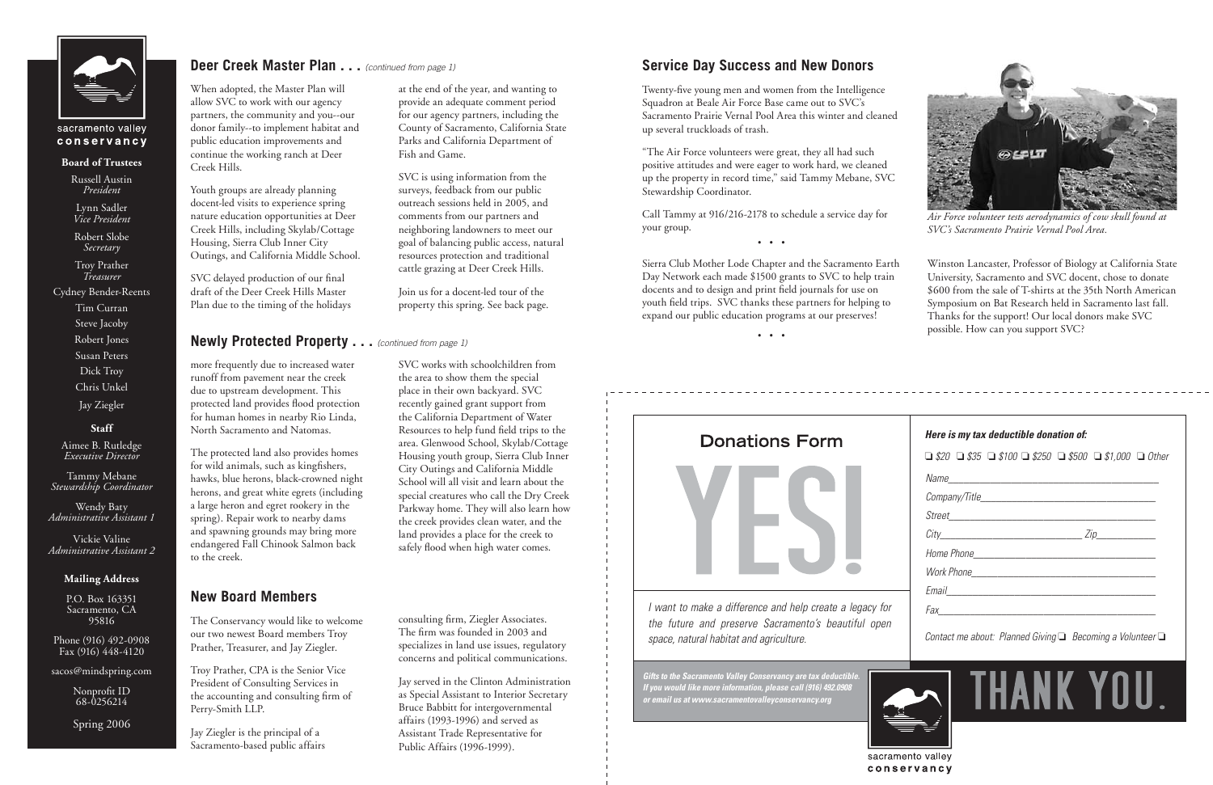sacramento valley
**conservancy**

**Board of Trustees**

Russell Austin
*President*

Lynn Sadler
*Vice President*

Robert Slobe
*Secretary*

Troy Prather
*Treasurer*

Cydney Bender-Reents
Tim Curran
Steve Jacoby
Robert Jones
Susan Peters
Dick Troy
Chris Unkel
Jay Ziegler

**Staff**

Aimee B. Rutledge
*Executive Director*

Tammy Mebane
*Stewardship Coordinator*

Wendy Baty
*Administrative Assistant 1*

Vickie Valine
*Administrative Assistant 2*

**Mailing Address**

P.O. Box 163351
Sacramento, CA
95816

Phone (916) 492-0908
Fax (916) 448-4120

sacos@mindspring.com

Nonprofit ID
68-0256214

Spring 2006

## Deer Creek Master Plan . . . *(continued from page 1)*

When adopted, the Master Plan will allow SVC to work with our agency partners, the community and you--our donor family--to implement habitat and public education improvements and continue the working ranch at Deer Creek Hills.

Youth groups are already planning docent-led visits to experience spring nature education opportunities at Deer Creek Hills, including Skylab/Cottage Housing, Sierra Club Inner City Outings, and California Middle School.

SVC delayed production of our final draft of the Deer Creek Hills Master Plan due to the timing of the holidays at the end of the year, and wanting to provide an adequate comment period for our agency partners, including the County of Sacramento, California State Parks and California Department of Fish and Game.

SVC is using information from the surveys, feedback from our public outreach sessions held in 2005, and comments from our partners and neighboring landowners to meet our goal of balancing public access, natural resources protection and traditional cattle grazing at Deer Creek Hills.

Join us for a docent-led tour of the property this spring. See back page.

## Newly Protected Property . . . *(continued from page 1)*

more frequently due to increased water runoff from pavement near the creek due to upstream development. This protected land provides flood protection for human homes in nearby Rio Linda, North Sacramento and Natomas.

The protected land also provides homes for wild animals, such as kingfishers, hawks, blue herons, black-crowned night herons, and great white egrets (including a large heron and egret rookery in the spring). Repair work to nearby dams and spawning grounds may bring more endangered Fall Chinook Salmon back to the creek.

SVC works with schoolchildren from the area to show them the special place in their own backyard. SVC recently gained grant support from the California Department of Water Resources to help fund field trips to the area. Glenwood School, Skylab/Cottage Housing youth group, Sierra Club Inner City Outings and California Middle School will all visit and learn about the special creatures who call the Dry Creek Parkway home. They will also learn how the creek provides clean water, and the land provides a place for the creek to safely flood when high water comes.

## New Board Members

The Conservancy would like to welcome our two newest Board members Troy Prather, Treasurer, and Jay Ziegler.

Troy Prather, CPA is the Senior Vice President of Consulting Services in the accounting and consulting firm of Perry-Smith LLP.

Jay Ziegler is the principal of a Sacramento-based public affairs consulting firm, Ziegler Associates. The firm was founded in 2003 and specializes in land use issues, regulatory concerns and political communications.

Jay served in the Clinton Administration as Special Assistant to Interior Secretary Bruce Babbitt for intergovernmental affairs (1993-1996) and served as Assistant Trade Representative for Public Affairs (1996-1999).

## Service Day Success and New Donors

Twenty-five young men and women from the Intelligence Squadron at Beale Air Force Base came out to SVC's Sacramento Prairie Vernal Pool Area this winter and cleaned up several truckloads of trash.

"The Air Force volunteers were great, they all had such positive attitudes and were eager to work hard, we cleaned up the property in record time," said Tammy Mebane, SVC Stewardship Coordinator.

Call Tammy at 916/216-2178 to schedule a service day for your group.

• • •

Sierra Club Mother Lode Chapter and the Sacramento Earth Day Network each made $1500 grants to SVC to help train docents and to design and print field journals for use on youth field trips. SVC thanks these partners for helping to expand our public education programs at our preserves!

• • •

*Air Force volunteer tests aerodynamics of cow skull found at SVC's Sacramento Prairie Vernal Pool Area.*

Winston Lancaster, Professor of Biology at California State University, Sacramento and SVC docent, chose to donate $600 from the sale of T-shirts at the 35th North American Symposium on Bat Research held in Sacramento last fall. Thanks for the support! Our local donors make SVC possible. How can you support SVC?

## Donations Form

# YES!

*I want to make a difference and help create a legacy for the future and preserve Sacramento's beautiful open space, natural habitat and agriculture.*

***Gifts to the Sacramento Valley Conservancy are tax deductible. If you would like more information, please call (916) 492.0908 or email us at www.sacramentovalleyconservancy.org***

***Here is my tax deductible donation of:***

❑ $20 ❑ $35 ❑ $100 ❑ $250 ❑ $500 ❑ $1,000 ❑ Other

Name________________________________

Company/Title________________________

Street________________________________

City_____________________ Zip__________

Home Phone__________________________

Work Phone__________________________

Email________________________________

Fax_________________________________

*Contact me about: Planned Giving* ❑ *Becoming a Volunteer* ❑

# THANK YOU.

sacramento valley
**conservancy**